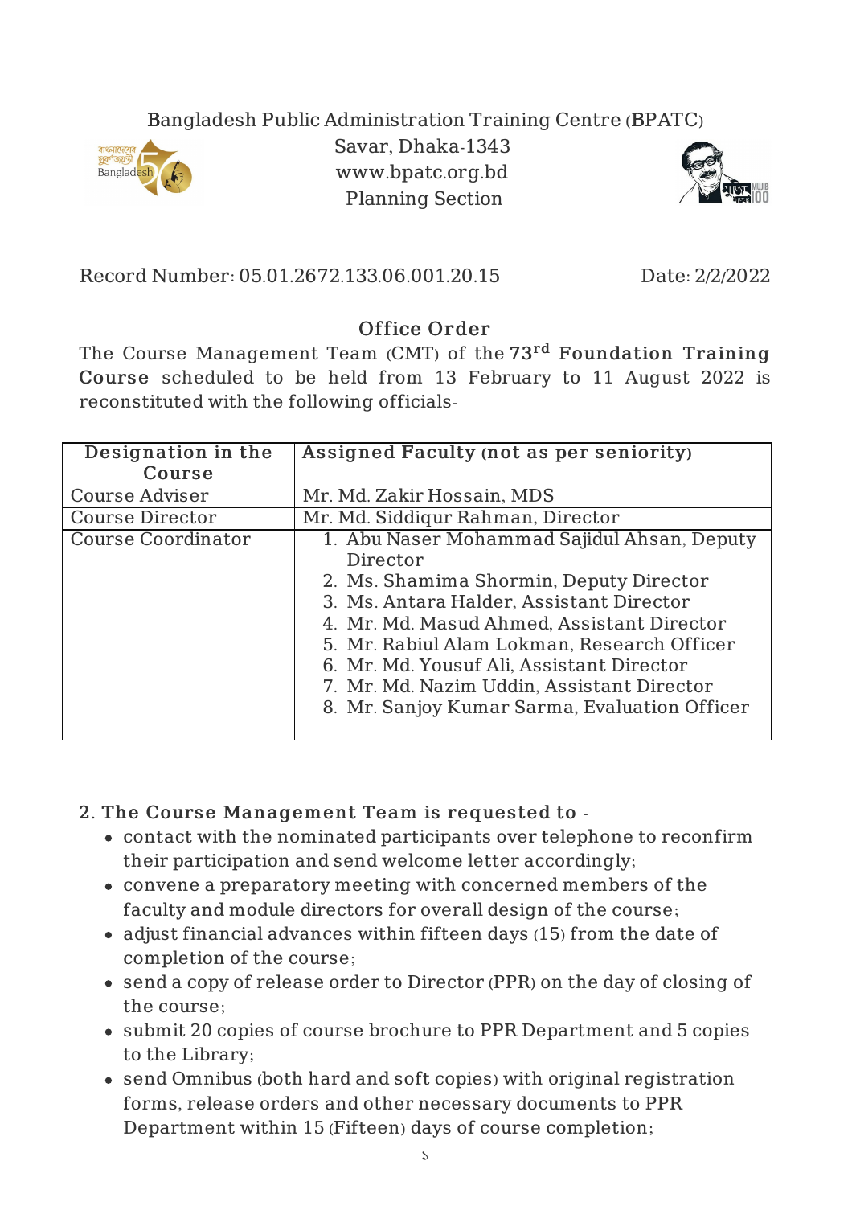Bangladesh Public Administration Training Centre (BPATC)
Savar, Dhaka-1343
www.bpatc.org.bd
Planning Section

Record Number: 05.01.2672.133.06.001.20.15 Date: 2/2/2022

## Office Order

The Course Management Team (CMT) of the **73rd Foundation Training Course** scheduled to be held from 13 February to 11 August 2022 is reconstituted with the following officials-

| Designation in the Course | Assigned Faculty (not as per seniority) |
|---|---|
| Course Adviser | Mr. Md. Zakir Hossain, MDS |
| Course Director | Mr. Md. Siddiqur Rahman, Director |
| Course Coordinator | 1. Abu Naser Mohammad Sajidul Ahsan, Deputy Director<br>2. Ms. Shamima Shormin, Deputy Director<br>3. Ms. Antara Halder, Assistant Director<br>4. Mr. Md. Masud Ahmed, Assistant Director<br>5. Mr. Rabiul Alam Lokman, Research Officer<br>6. Mr. Md. Yousuf Ali, Assistant Director<br>7. Mr. Md. Nazim Uddin, Assistant Director<br>8. Mr. Sanjoy Kumar Sarma, Evaluation Officer |

**2. The Course Management Team is requested to -**

- contact with the nominated participants over telephone to reconfirm their participation and send welcome letter accordingly;
- convene a preparatory meeting with concerned members of the faculty and module directors for overall design of the course;
- adjust financial advances within fifteen days (15) from the date of completion of the course;
- send a copy of release order to Director (PPR) on the day of closing of the course;
- submit 20 copies of course brochure to PPR Department and 5 copies to the Library;
- send Omnibus (both hard and soft copies) with original registration forms, release orders and other necessary documents to PPR Department within 15 (Fifteen) days of course completion;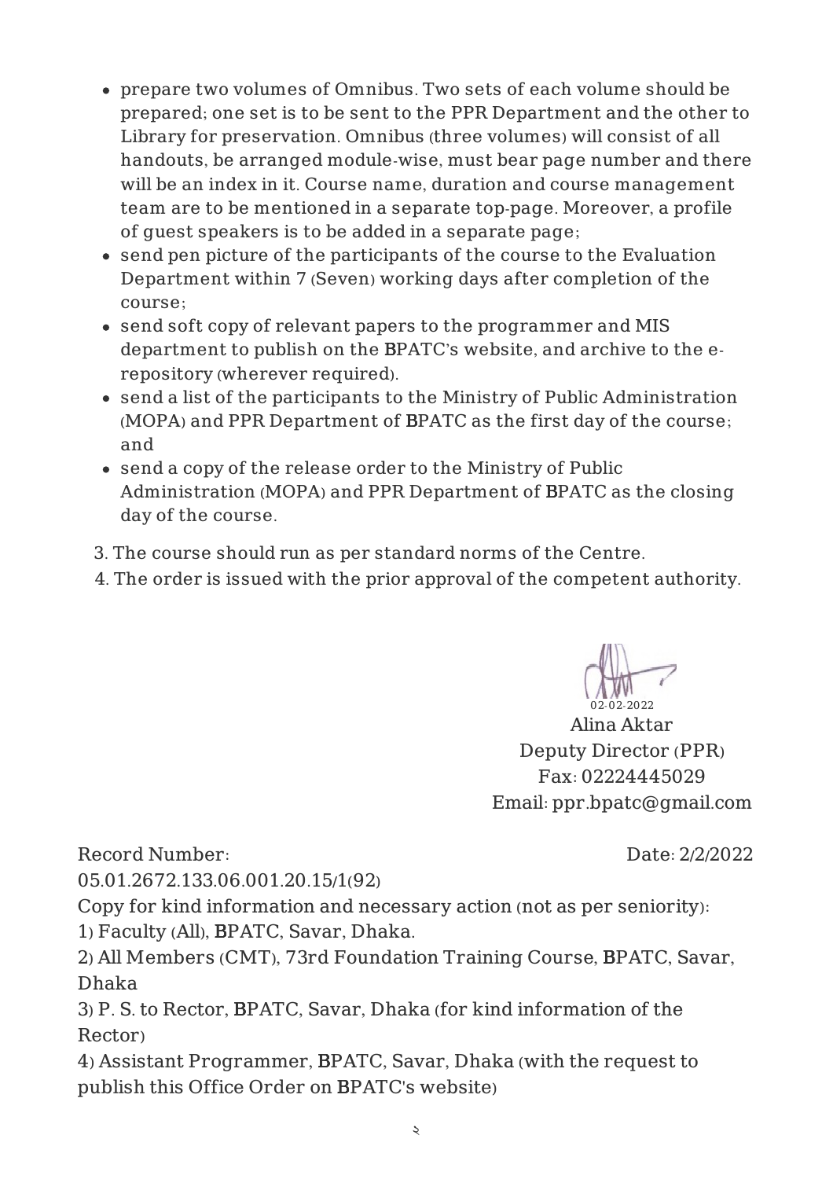- prepare two volumes of Omnibus. Two sets of each volume should be prepared; one set is to be sent to the PPR Department and the other to Library for preservation. Omnibus (three volumes) will consist of all handouts, be arranged module-wise, must bear page number and there will be an index in it. Course name, duration and course management team are to be mentioned in a separate top-page. Moreover, a profile of guest speakers is to be added in a separate page;
- send pen picture of the participants of the course to the Evaluation Department within 7 (Seven) working days after completion of the course;
- send soft copy of relevant papers to the programmer and MIS department to publish on the BPATC's website, and archive to the e-repository (wherever required).
- send a list of the participants to the Ministry of Public Administration (MOPA) and PPR Department of BPATC as the first day of the course; and
- send a copy of the release order to the Ministry of Public Administration (MOPA) and PPR Department of BPATC as the closing day of the course.

3. The course should run as per standard norms of the Centre.
4. The order is issued with the prior approval of the competent authority.

02-02-2022
Alina Aktar
Deputy Director (PPR)
Fax: 02224445029
Email: ppr.bpatc@gmail.com

Record Number: 05.01.2672.133.06.001.20.15/1(92)

Date: 2/2/2022

Copy for kind information and necessary action (not as per seniority):

1) Faculty (All), BPATC, Savar, Dhaka.
2) All Members (CMT), 73rd Foundation Training Course, BPATC, Savar, Dhaka
3) P. S. to Rector, BPATC, Savar, Dhaka (for kind information of the Rector)
4) Assistant Programmer, BPATC, Savar, Dhaka (with the request to publish this Office Order on BPATC's website)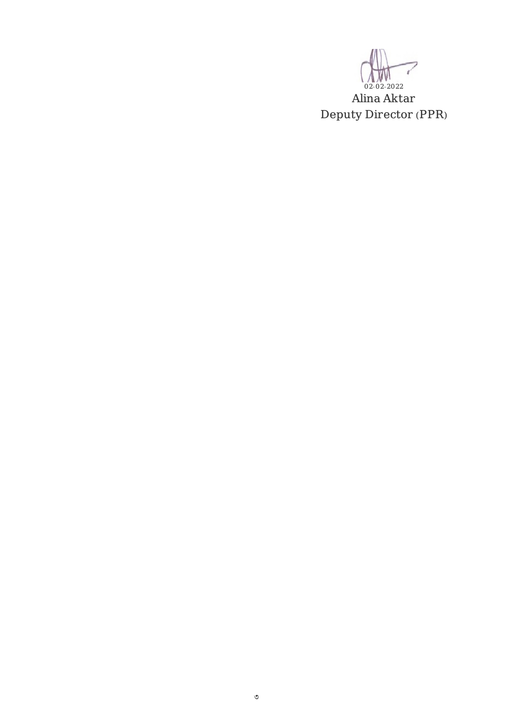02-02-2022

Alina Aktar

Deputy Director (PPR)